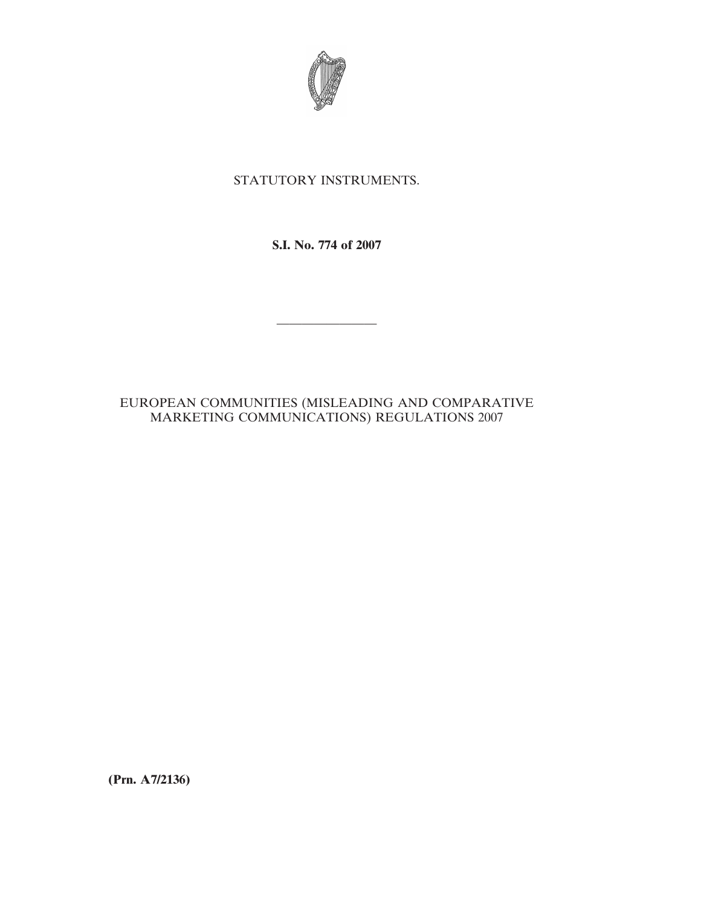STATUTORY INSTRUMENTS.

**S.I. No. 774 of 2007**

---

EUROPEAN COMMUNITIES (MISLEADING AND COMPARATIVE MARKETING COMMUNICATIONS) REGULATIONS 2007

**(Prn. A7/2136)**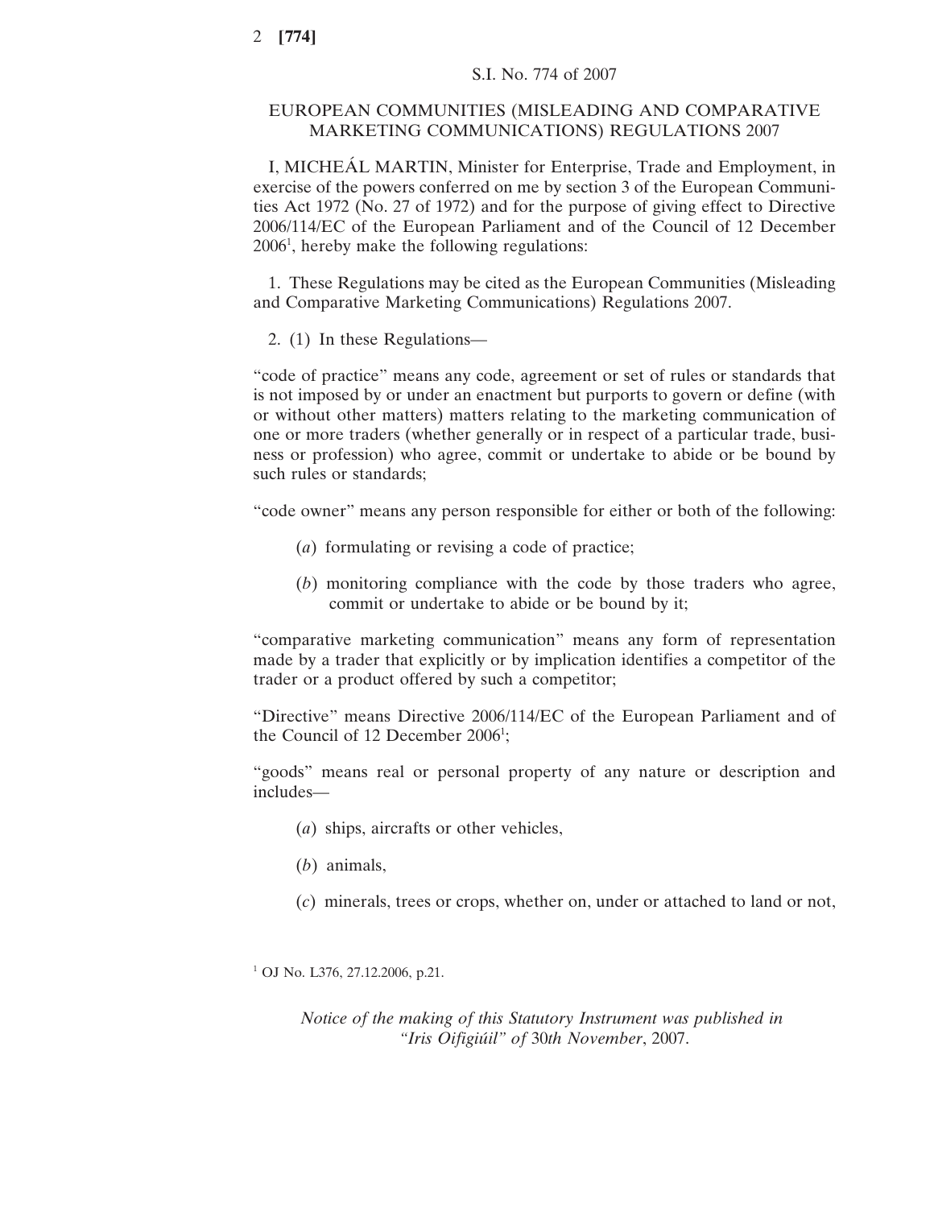S.I. No. 774 of 2007

# EUROPEAN COMMUNITIES (MISLEADING AND COMPARATIVE MARKETING COMMUNICATIONS) REGULATIONS 2007

I, MICHEÁL MARTIN, Minister for Enterprise, Trade and Employment, in exercise of the powers conferred on me by section 3 of the European Communities Act 1972 (No. 27 of 1972) and for the purpose of giving effect to Directive 2006/114/EC of the European Parliament and of the Council of 12 December 2006[1], hereby make the following regulations:

1. These Regulations may be cited as the European Communities (Misleading and Comparative Marketing Communications) Regulations 2007.

2. (1) In these Regulations—

"code of practice" means any code, agreement or set of rules or standards that is not imposed by or under an enactment but purports to govern or define (with or without other matters) matters relating to the marketing communication of one or more traders (whether generally or in respect of a particular trade, business or profession) who agree, commit or undertake to abide or be bound by such rules or standards;

"code owner" means any person responsible for either or both of the following:

(*a*) formulating or revising a code of practice;

(*b*) monitoring compliance with the code by those traders who agree, commit or undertake to abide or be bound by it;

"comparative marketing communication" means any form of representation made by a trader that explicitly or by implication identifies a competitor of the trader or a product offered by such a competitor;

"Directive" means Directive 2006/114/EC of the European Parliament and of the Council of 12 December 2006[1];

"goods" means real or personal property of any nature or description and includes—

(*a*) ships, aircrafts or other vehicles,

(*b*) animals,

(*c*) minerals, trees or crops, whether on, under or attached to land or not,

[1] OJ No. L376, 27.12.2006, p.21.

*Notice of the making of this Statutory Instrument was published in "Iris Oifigiúil" of* 30*th November*, 2007.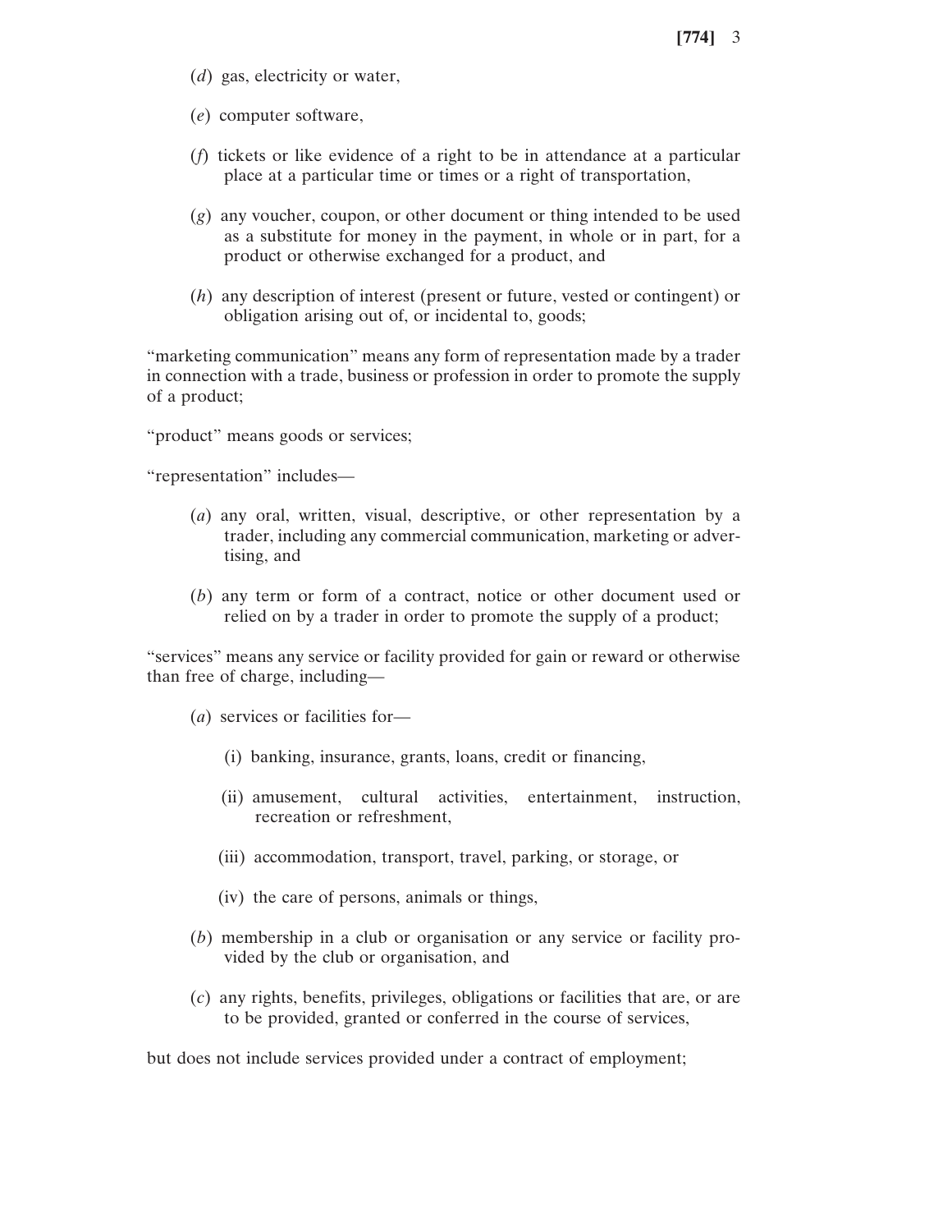(*d*) gas, electricity or water,

(*e*) computer software,

(*f*) tickets or like evidence of a right to be in attendance at a particular place at a particular time or times or a right of transportation,

(*g*) any voucher, coupon, or other document or thing intended to be used as a substitute for money in the payment, in whole or in part, for a product or otherwise exchanged for a product, and

(*h*) any description of interest (present or future, vested or contingent) or obligation arising out of, or incidental to, goods;

"marketing communication" means any form of representation made by a trader in connection with a trade, business or profession in order to promote the supply of a product;

"product" means goods or services;

"representation" includes—

(*a*) any oral, written, visual, descriptive, or other representation by a trader, including any commercial communication, marketing or advertising, and

(*b*) any term or form of a contract, notice or other document used or relied on by a trader in order to promote the supply of a product;

"services" means any service or facility provided for gain or reward or otherwise than free of charge, including—

(*a*) services or facilities for—

(i) banking, insurance, grants, loans, credit or financing,

(ii) amusement, cultural activities, entertainment, instruction, recreation or refreshment,

(iii) accommodation, transport, travel, parking, or storage, or

(iv) the care of persons, animals or things,

(*b*) membership in a club or organisation or any service or facility provided by the club or organisation, and

(*c*) any rights, benefits, privileges, obligations or facilities that are, or are to be provided, granted or conferred in the course of services,

but does not include services provided under a contract of employment;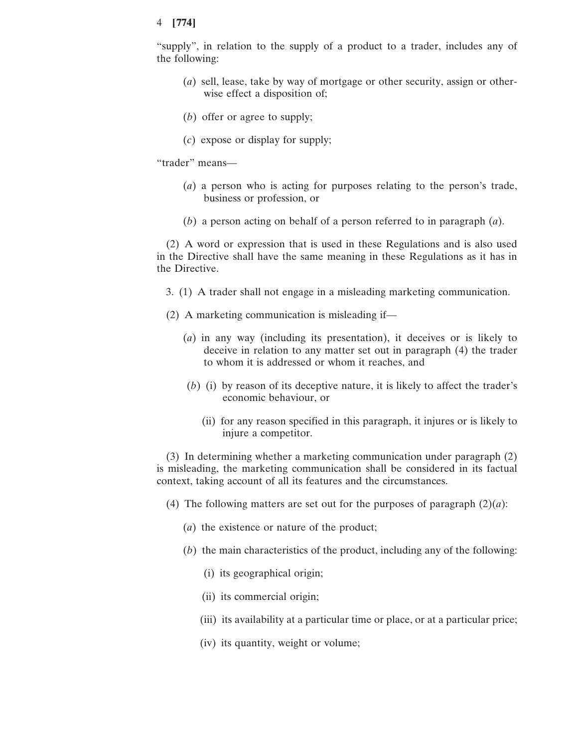"supply", in relation to the supply of a product to a trader, includes any of the following:

(*a*) sell, lease, take by way of mortgage or other security, assign or otherwise effect a disposition of;

(*b*) offer or agree to supply;

(*c*) expose or display for supply;

"trader" means—

(*a*) a person who is acting for purposes relating to the person's trade, business or profession, or

(*b*) a person acting on behalf of a person referred to in paragraph (*a*).

(2) A word or expression that is used in these Regulations and is also used in the Directive shall have the same meaning in these Regulations as it has in the Directive.

3. (1) A trader shall not engage in a misleading marketing communication.

(2) A marketing communication is misleading if—

(*a*) in any way (including its presentation), it deceives or is likely to deceive in relation to any matter set out in paragraph (4) the trader to whom it is addressed or whom it reaches, and

(*b*) (i) by reason of its deceptive nature, it is likely to affect the trader's economic behaviour, or

(ii) for any reason specified in this paragraph, it injures or is likely to injure a competitor.

(3) In determining whether a marketing communication under paragraph (2) is misleading, the marketing communication shall be considered in its factual context, taking account of all its features and the circumstances.

(4) The following matters are set out for the purposes of paragraph (2)(*a*):

(*a*) the existence or nature of the product;

(*b*) the main characteristics of the product, including any of the following:

(i) its geographical origin;

(ii) its commercial origin;

(iii) its availability at a particular time or place, or at a particular price;

(iv) its quantity, weight or volume;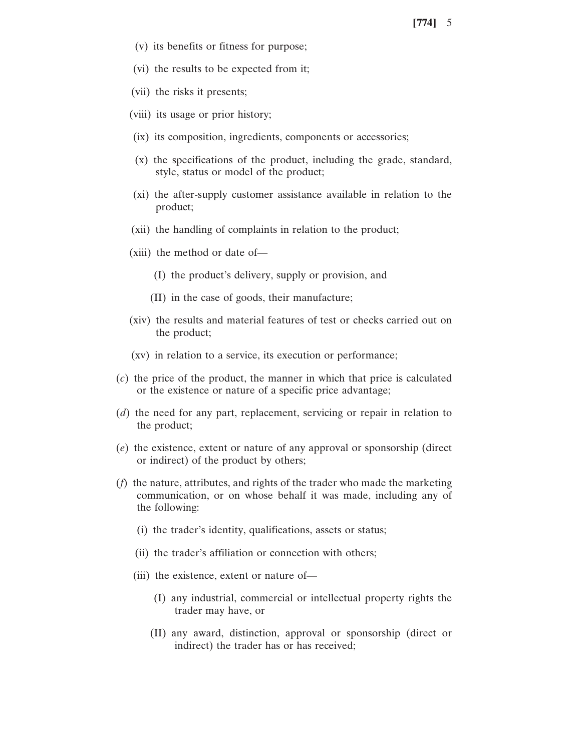(v) its benefits or fitness for purpose;

(vi) the results to be expected from it;

(vii) the risks it presents;

(viii) its usage or prior history;

(ix) its composition, ingredients, components or accessories;

(x) the specifications of the product, including the grade, standard, style, status or model of the product;

(xi) the after-supply customer assistance available in relation to the product;

(xii) the handling of complaints in relation to the product;

(xiii) the method or date of—

(I) the product's delivery, supply or provision, and

(II) in the case of goods, their manufacture;

(xiv) the results and material features of test or checks carried out on the product;

(xv) in relation to a service, its execution or performance;

(*c*) the price of the product, the manner in which that price is calculated or the existence or nature of a specific price advantage;

(*d*) the need for any part, replacement, servicing or repair in relation to the product;

(*e*) the existence, extent or nature of any approval or sponsorship (direct or indirect) of the product by others;

(*f*) the nature, attributes, and rights of the trader who made the marketing communication, or on whose behalf it was made, including any of the following:

(i) the trader's identity, qualifications, assets or status;

(ii) the trader's affiliation or connection with others;

(iii) the existence, extent or nature of—

(I) any industrial, commercial or intellectual property rights the trader may have, or

(II) any award, distinction, approval or sponsorship (direct or indirect) the trader has or has received;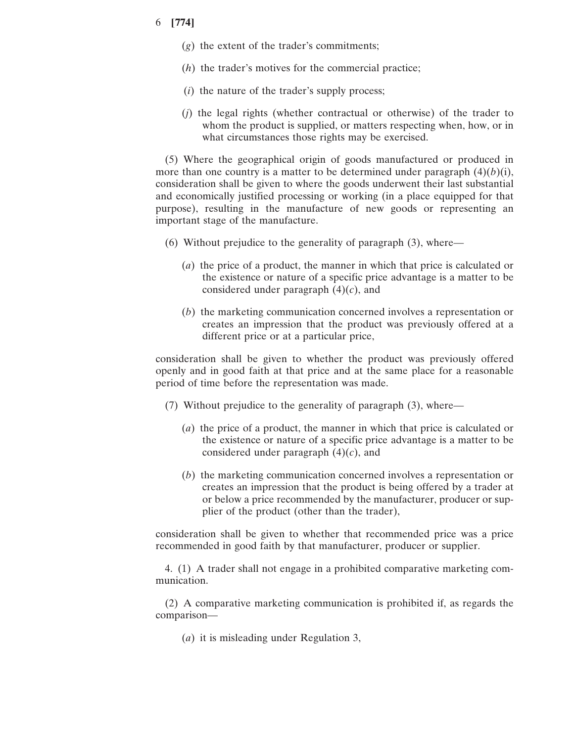(*g*) the extent of the trader's commitments;

(*h*) the trader's motives for the commercial practice;

(*i*) the nature of the trader's supply process;

(*j*) the legal rights (whether contractual or otherwise) of the trader to whom the product is supplied, or matters respecting when, how, or in what circumstances those rights may be exercised.

(5) Where the geographical origin of goods manufactured or produced in more than one country is a matter to be determined under paragraph (4)(*b*)(i), consideration shall be given to where the goods underwent their last substantial and economically justified processing or working (in a place equipped for that purpose), resulting in the manufacture of new goods or representing an important stage of the manufacture.

(6) Without prejudice to the generality of paragraph (3), where—

(*a*) the price of a product, the manner in which that price is calculated or the existence or nature of a specific price advantage is a matter to be considered under paragraph (4)(*c*), and

(*b*) the marketing communication concerned involves a representation or creates an impression that the product was previously offered at a different price or at a particular price,

consideration shall be given to whether the product was previously offered openly and in good faith at that price and at the same place for a reasonable period of time before the representation was made.

(7) Without prejudice to the generality of paragraph (3), where—

(*a*) the price of a product, the manner in which that price is calculated or the existence or nature of a specific price advantage is a matter to be considered under paragraph (4)(*c*), and

(*b*) the marketing communication concerned involves a representation or creates an impression that the product is being offered by a trader at or below a price recommended by the manufacturer, producer or supplier of the product (other than the trader),

consideration shall be given to whether that recommended price was a price recommended in good faith by that manufacturer, producer or supplier.

4. (1) A trader shall not engage in a prohibited comparative marketing communication.

(2) A comparative marketing communication is prohibited if, as regards the comparison—

(*a*) it is misleading under Regulation 3,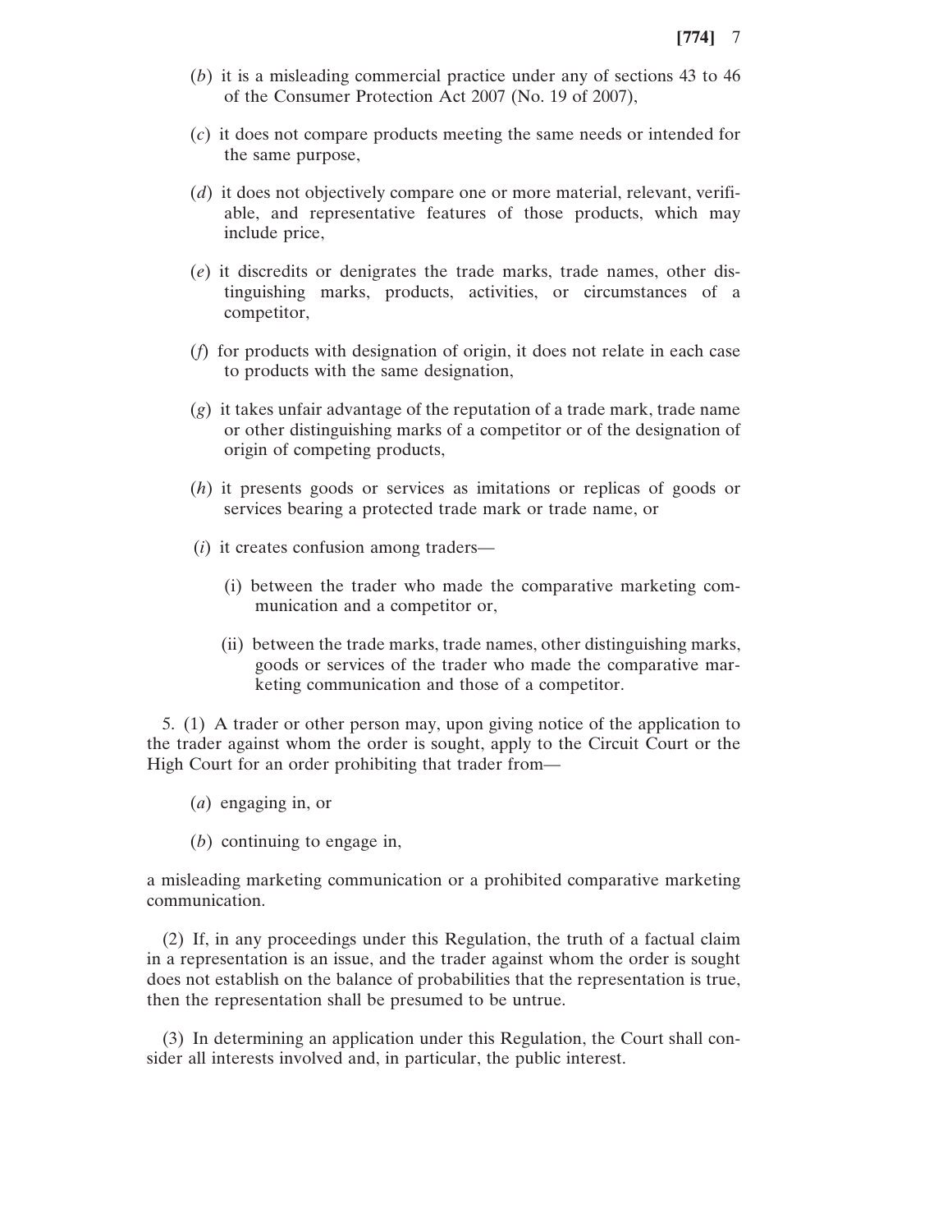(*b*) it is a misleading commercial practice under any of sections 43 to 46 of the Consumer Protection Act 2007 (No. 19 of 2007),

(*c*) it does not compare products meeting the same needs or intended for the same purpose,

(*d*) it does not objectively compare one or more material, relevant, verifiable, and representative features of those products, which may include price,

(*e*) it discredits or denigrates the trade marks, trade names, other distinguishing marks, products, activities, or circumstances of a competitor,

(*f*) for products with designation of origin, it does not relate in each case to products with the same designation,

(*g*) it takes unfair advantage of the reputation of a trade mark, trade name or other distinguishing marks of a competitor or of the designation of origin of competing products,

(*h*) it presents goods or services as imitations or replicas of goods or services bearing a protected trade mark or trade name, or

(*i*) it creates confusion among traders—

(i) between the trader who made the comparative marketing communication and a competitor or,

(ii) between the trade marks, trade names, other distinguishing marks, goods or services of the trader who made the comparative marketing communication and those of a competitor.

5. (1) A trader or other person may, upon giving notice of the application to the trader against whom the order is sought, apply to the Circuit Court or the High Court for an order prohibiting that trader from—

(*a*) engaging in, or

(*b*) continuing to engage in,

a misleading marketing communication or a prohibited comparative marketing communication.

(2) If, in any proceedings under this Regulation, the truth of a factual claim in a representation is an issue, and the trader against whom the order is sought does not establish on the balance of probabilities that the representation is true, then the representation shall be presumed to be untrue.

(3) In determining an application under this Regulation, the Court shall consider all interests involved and, in particular, the public interest.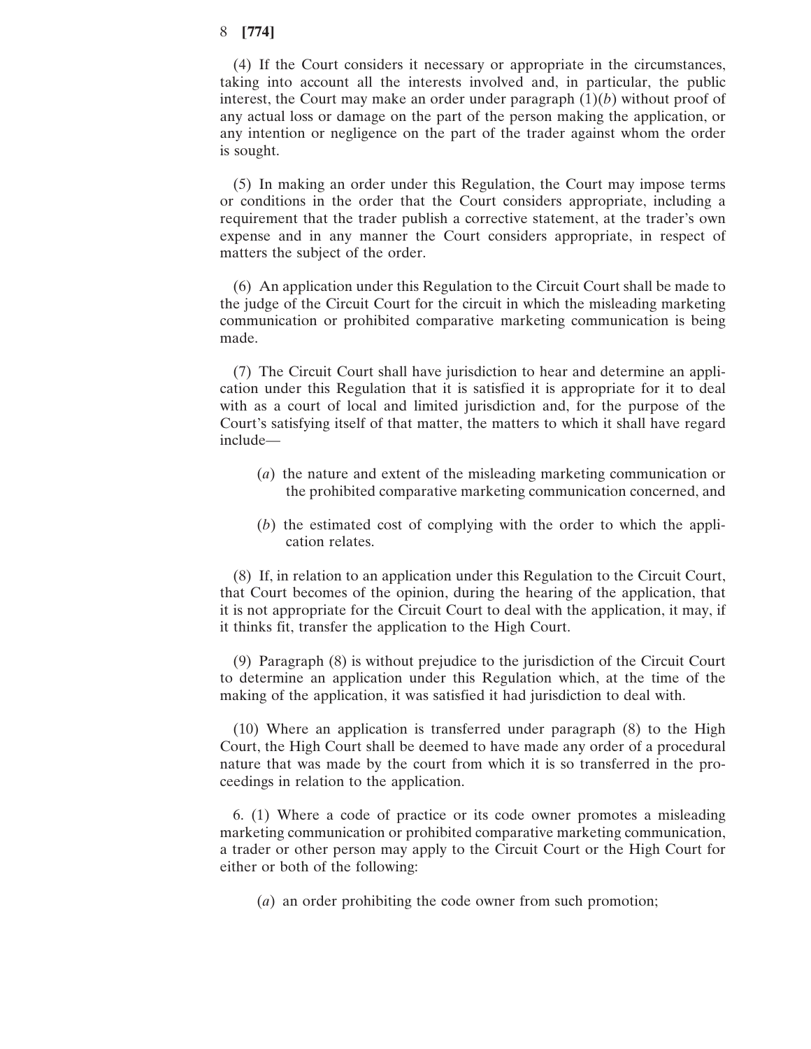(4) If the Court considers it necessary or appropriate in the circumstances, taking into account all the interests involved and, in particular, the public interest, the Court may make an order under paragraph (1)(*b*) without proof of any actual loss or damage on the part of the person making the application, or any intention or negligence on the part of the trader against whom the order is sought.

(5) In making an order under this Regulation, the Court may impose terms or conditions in the order that the Court considers appropriate, including a requirement that the trader publish a corrective statement, at the trader's own expense and in any manner the Court considers appropriate, in respect of matters the subject of the order.

(6) An application under this Regulation to the Circuit Court shall be made to the judge of the Circuit Court for the circuit in which the misleading marketing communication or prohibited comparative marketing communication is being made.

(7) The Circuit Court shall have jurisdiction to hear and determine an application under this Regulation that it is satisfied it is appropriate for it to deal with as a court of local and limited jurisdiction and, for the purpose of the Court's satisfying itself of that matter, the matters to which it shall have regard include—

(*a*) the nature and extent of the misleading marketing communication or the prohibited comparative marketing communication concerned, and

(*b*) the estimated cost of complying with the order to which the application relates.

(8) If, in relation to an application under this Regulation to the Circuit Court, that Court becomes of the opinion, during the hearing of the application, that it is not appropriate for the Circuit Court to deal with the application, it may, if it thinks fit, transfer the application to the High Court.

(9) Paragraph (8) is without prejudice to the jurisdiction of the Circuit Court to determine an application under this Regulation which, at the time of the making of the application, it was satisfied it had jurisdiction to deal with.

(10) Where an application is transferred under paragraph (8) to the High Court, the High Court shall be deemed to have made any order of a procedural nature that was made by the court from which it is so transferred in the proceedings in relation to the application.

6. (1) Where a code of practice or its code owner promotes a misleading marketing communication or prohibited comparative marketing communication, a trader or other person may apply to the Circuit Court or the High Court for either or both of the following:

(*a*) an order prohibiting the code owner from such promotion;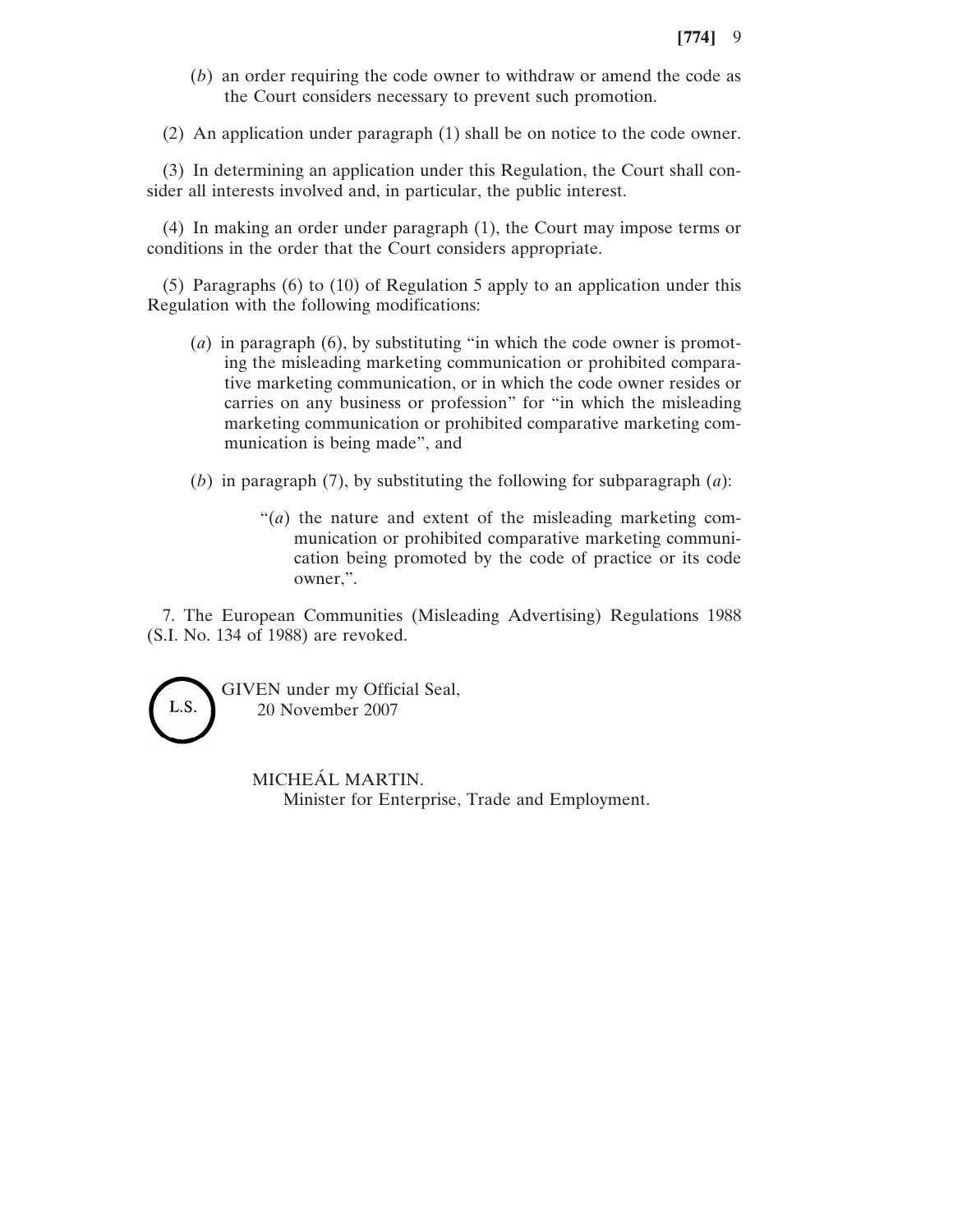(*b*) an order requiring the code owner to withdraw or amend the code as the Court considers necessary to prevent such promotion.

(2) An application under paragraph (1) shall be on notice to the code owner.

(3) In determining an application under this Regulation, the Court shall consider all interests involved and, in particular, the public interest.

(4) In making an order under paragraph (1), the Court may impose terms or conditions in the order that the Court considers appropriate.

(5) Paragraphs (6) to (10) of Regulation 5 apply to an application under this Regulation with the following modifications:

(*a*) in paragraph (6), by substituting "in which the code owner is promoting the misleading marketing communication or prohibited comparative marketing communication, or in which the code owner resides or carries on any business or profession" for "in which the misleading marketing communication or prohibited comparative marketing communication is being made", and

(*b*) in paragraph (7), by substituting the following for subparagraph (*a*):

"(*a*) the nature and extent of the misleading marketing communication or prohibited comparative marketing communication being promoted by the code of practice or its code owner,".

7. The European Communities (Misleading Advertising) Regulations 1988 (S.I. No. 134 of 1988) are revoked.

L.S.

GIVEN under my Official Seal,
20 November 2007

MICHEÁL MARTIN.
Minister for Enterprise, Trade and Employment.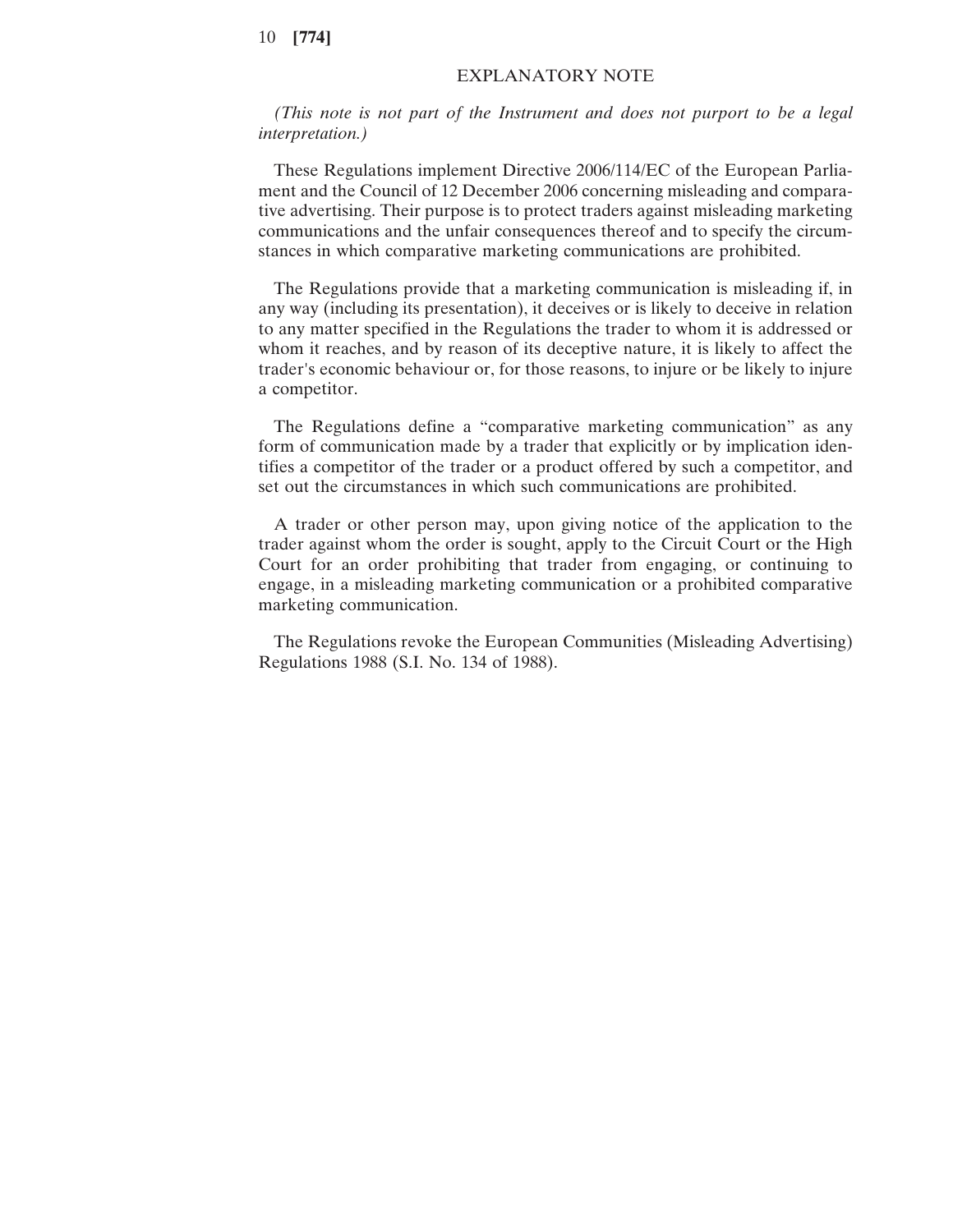## EXPLANATORY NOTE

*(This note is not part of the Instrument and does not purport to be a legal interpretation.)*

These Regulations implement Directive 2006/114/EC of the European Parliament and the Council of 12 December 2006 concerning misleading and comparative advertising. Their purpose is to protect traders against misleading marketing communications and the unfair consequences thereof and to specify the circumstances in which comparative marketing communications are prohibited.

The Regulations provide that a marketing communication is misleading if, in any way (including its presentation), it deceives or is likely to deceive in relation to any matter specified in the Regulations the trader to whom it is addressed or whom it reaches, and by reason of its deceptive nature, it is likely to affect the trader's economic behaviour or, for those reasons, to injure or be likely to injure a competitor.

The Regulations define a "comparative marketing communication" as any form of communication made by a trader that explicitly or by implication identifies a competitor of the trader or a product offered by such a competitor, and set out the circumstances in which such communications are prohibited.

A trader or other person may, upon giving notice of the application to the trader against whom the order is sought, apply to the Circuit Court or the High Court for an order prohibiting that trader from engaging, or continuing to engage, in a misleading marketing communication or a prohibited comparative marketing communication.

The Regulations revoke the European Communities (Misleading Advertising) Regulations 1988 (S.I. No. 134 of 1988).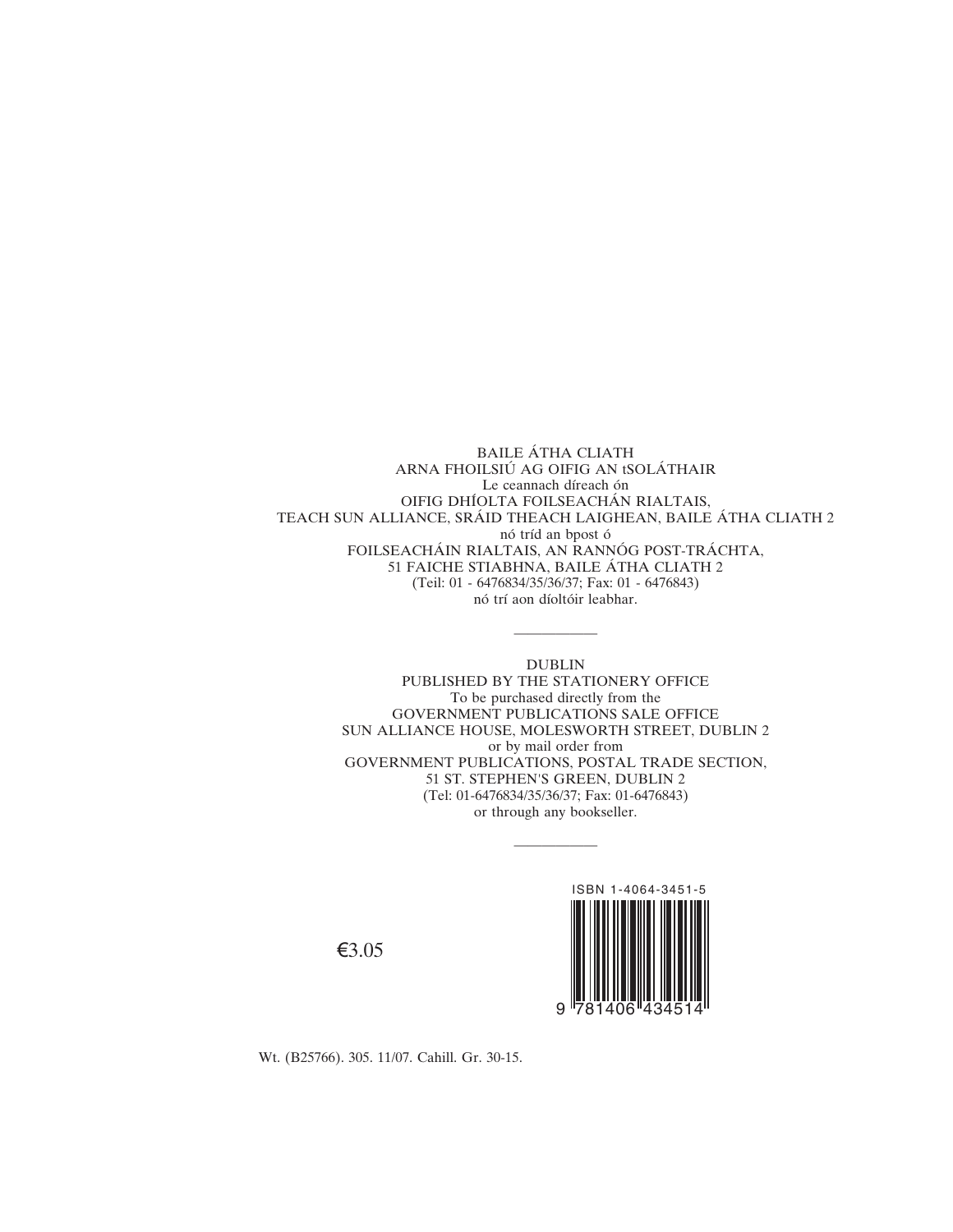BAILE ÁTHA CLIATH
ARNA FHOILSIÚ AG OIFIG AN tSOLÁTHAIR
Le ceannach díreach ón
OIFIG DHÍOLTA FOILSEACHÁN RIALTAIS,
TEACH SUN ALLIANCE, SRÁID THEACH LAIGHEAN, BAILE ÁTHA CLIATH 2
nó tríd an bpost ó
FOILSEACHÁIN RIALTAIS, AN RANNÓG POST-TRÁCHTA,
51 FAICHE STIABHNA, BAILE ÁTHA CLIATH 2
(Teil: 01 - 6476834/35/36/37; Fax: 01 - 6476843)
nó trí aon díoltóir leabhar.

---

DUBLIN
PUBLISHED BY THE STATIONERY OFFICE
To be purchased directly from the
GOVERNMENT PUBLICATIONS SALE OFFICE
SUN ALLIANCE HOUSE, MOLESWORTH STREET, DUBLIN 2
or by mail order from
GOVERNMENT PUBLICATIONS, POSTAL TRADE SECTION,
51 ST. STEPHEN'S GREEN, DUBLIN 2
(Tel: 01-6476834/35/36/37; Fax: 01-6476843)
or through any bookseller.

---

ISBN 1-4064-3451-5

€3.05

9 781406 434514

Wt. (B25766). 305. 11/07. Cahill. Gr. 30-15.